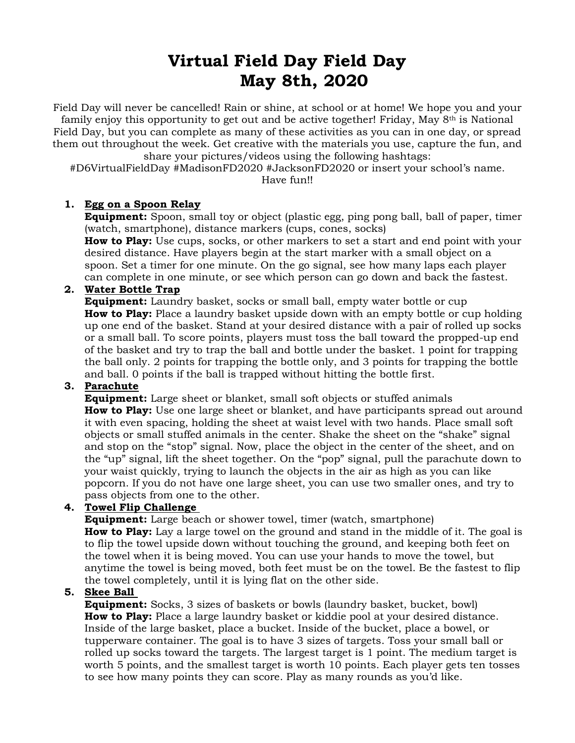# Virtual Field Day Field Day
# May 8th, 2020

Field Day will never be cancelled! Rain or shine, at school or at home! We hope you and your family enjoy this opportunity to get out and be active together! Friday, May 8th is National Field Day, but you can complete as many of these activities as you can in one day, or spread them out throughout the week. Get creative with the materials you use, capture the fun, and share your pictures/videos using the following hashtags:
#D6VirtualFieldDay #MadisonFD2020 #JacksonFD2020 or insert your school's name.
Have fun!!

1. **Egg on a Spoon Relay**
   **Equipment:** Spoon, small toy or object (plastic egg, ping pong ball, ball of paper, timer (watch, smartphone), distance markers (cups, cones, socks)
   **How to Play:** Use cups, socks, or other markers to set a start and end point with your desired distance. Have players begin at the start marker with a small object on a spoon. Set a timer for one minute. On the go signal, see how many laps each player can complete in one minute, or see which person can go down and back the fastest.

2. **Water Bottle Trap**
   **Equipment:** Laundry basket, socks or small ball, empty water bottle or cup
   **How to Play:** Place a laundry basket upside down with an empty bottle or cup holding up one end of the basket. Stand at your desired distance with a pair of rolled up socks or a small ball. To score points, players must toss the ball toward the propped-up end of the basket and try to trap the ball and bottle under the basket. 1 point for trapping the ball only. 2 points for trapping the bottle only, and 3 points for trapping the bottle and ball. 0 points if the ball is trapped without hitting the bottle first.

3. **Parachute**
   **Equipment:** Large sheet or blanket, small soft objects or stuffed animals
   **How to Play:** Use one large sheet or blanket, and have participants spread out around it with even spacing, holding the sheet at waist level with two hands. Place small soft objects or small stuffed animals in the center. Shake the sheet on the "shake" signal and stop on the "stop" signal. Now, place the object in the center of the sheet, and on the "up" signal, lift the sheet together. On the "pop" signal, pull the parachute down to your waist quickly, trying to launch the objects in the air as high as you can like popcorn. If you do not have one large sheet, you can use two smaller ones, and try to pass objects from one to the other.

4. **Towel Flip Challenge**
   **Equipment:** Large beach or shower towel, timer (watch, smartphone)
   **How to Play:** Lay a large towel on the ground and stand in the middle of it. The goal is to flip the towel upside down without touching the ground, and keeping both feet on the towel when it is being moved. You can use your hands to move the towel, but anytime the towel is being moved, both feet must be on the towel. Be the fastest to flip the towel completely, until it is lying flat on the other side.

5. **Skee Ball**
   **Equipment:** Socks, 3 sizes of baskets or bowls (laundry basket, bucket, bowl)
   **How to Play:** Place a large laundry basket or kiddie pool at your desired distance. Inside of the large basket, place a bucket. Inside of the bucket, place a bowel, or tupperware container. The goal is to have 3 sizes of targets. Toss your small ball or rolled up socks toward the targets. The largest target is 1 point. The medium target is worth 5 points, and the smallest target is worth 10 points. Each player gets ten tosses to see how many points they can score. Play as many rounds as you'd like.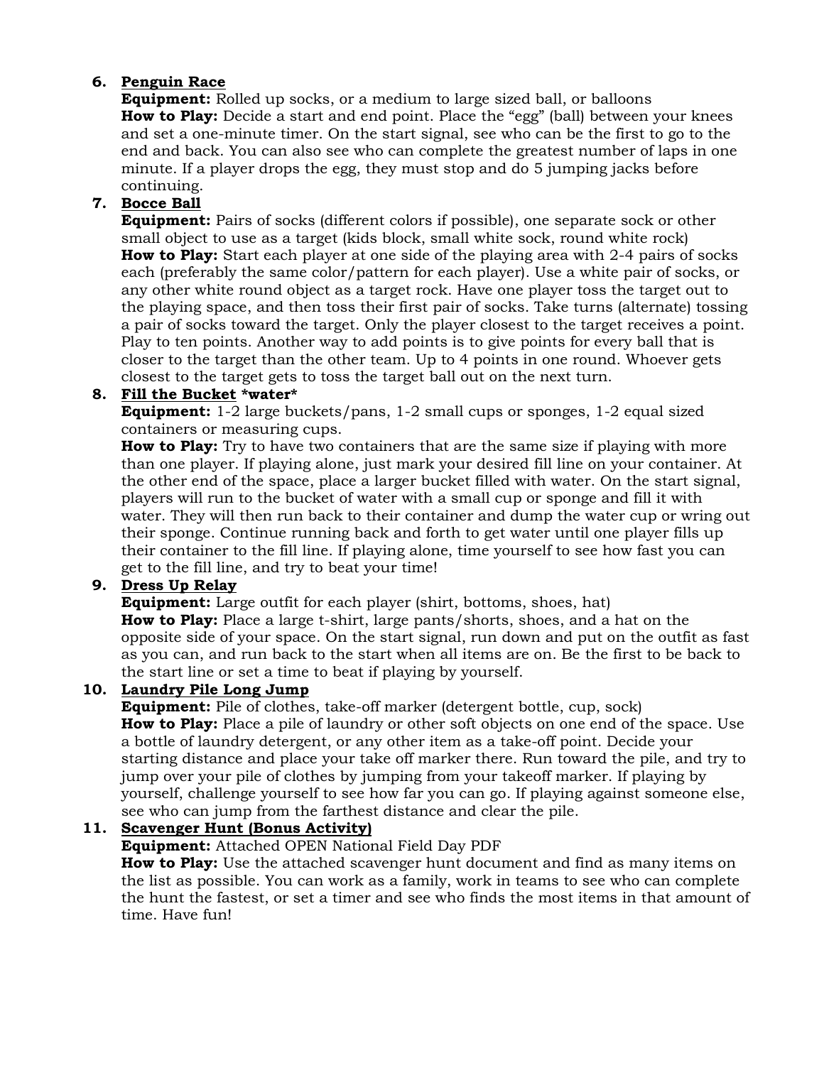6. **Penguin Race**

   **Equipment:** Rolled up socks, or a medium to large sized ball, or balloons

   **How to Play:** Decide a start and end point. Place the "egg" (ball) between your knees and set a one-minute timer. On the start signal, see who can be the first to go to the end and back. You can also see who can complete the greatest number of laps in one minute. If a player drops the egg, they must stop and do 5 jumping jacks before continuing.

7. **Bocce Ball**

   **Equipment:** Pairs of socks (different colors if possible), one separate sock or other small object to use as a target (kids block, small white sock, round white rock)

   **How to Play:** Start each player at one side of the playing area with 2-4 pairs of socks each (preferably the same color/pattern for each player). Use a white pair of socks, or any other white round object as a target rock. Have one player toss the target out to the playing space, and then toss their first pair of socks. Take turns (alternate) tossing a pair of socks toward the target. Only the player closest to the target receives a point. Play to ten points. Another way to add points is to give points for every ball that is closer to the target than the other team. Up to 4 points in one round. Whoever gets closest to the target gets to toss the target ball out on the next turn.

8. **Fill the Bucket** **\*water\***

   **Equipment:** 1-2 large buckets/pans, 1-2 small cups or sponges, 1-2 equal sized containers or measuring cups.

   **How to Play:** Try to have two containers that are the same size if playing with more than one player. If playing alone, just mark your desired fill line on your container. At the other end of the space, place a larger bucket filled with water. On the start signal, players will run to the bucket of water with a small cup or sponge and fill it with water. They will then run back to their container and dump the water cup or wring out their sponge. Continue running back and forth to get water until one player fills up their container to the fill line. If playing alone, time yourself to see how fast you can get to the fill line, and try to beat your time!

9. **Dress Up Relay**

   **Equipment:** Large outfit for each player (shirt, bottoms, shoes, hat)

   **How to Play:** Place a large t-shirt, large pants/shorts, shoes, and a hat on the opposite side of your space. On the start signal, run down and put on the outfit as fast as you can, and run back to the start when all items are on. Be the first to be back to the start line or set a time to beat if playing by yourself.

10. **Laundry Pile Long Jump**

    **Equipment:** Pile of clothes, take-off marker (detergent bottle, cup, sock)

    **How to Play:** Place a pile of laundry or other soft objects on one end of the space. Use a bottle of laundry detergent, or any other item as a take-off point. Decide your starting distance and place your take off marker there. Run toward the pile, and try to jump over your pile of clothes by jumping from your takeoff marker. If playing by yourself, challenge yourself to see how far you can go. If playing against someone else, see who can jump from the farthest distance and clear the pile.

11. **Scavenger Hunt (Bonus Activity)**

    **Equipment:** Attached OPEN National Field Day PDF

    **How to Play:** Use the attached scavenger hunt document and find as many items on the list as possible. You can work as a family, work in teams to see who can complete the hunt the fastest, or set a timer and see who finds the most items in that amount of time. Have fun!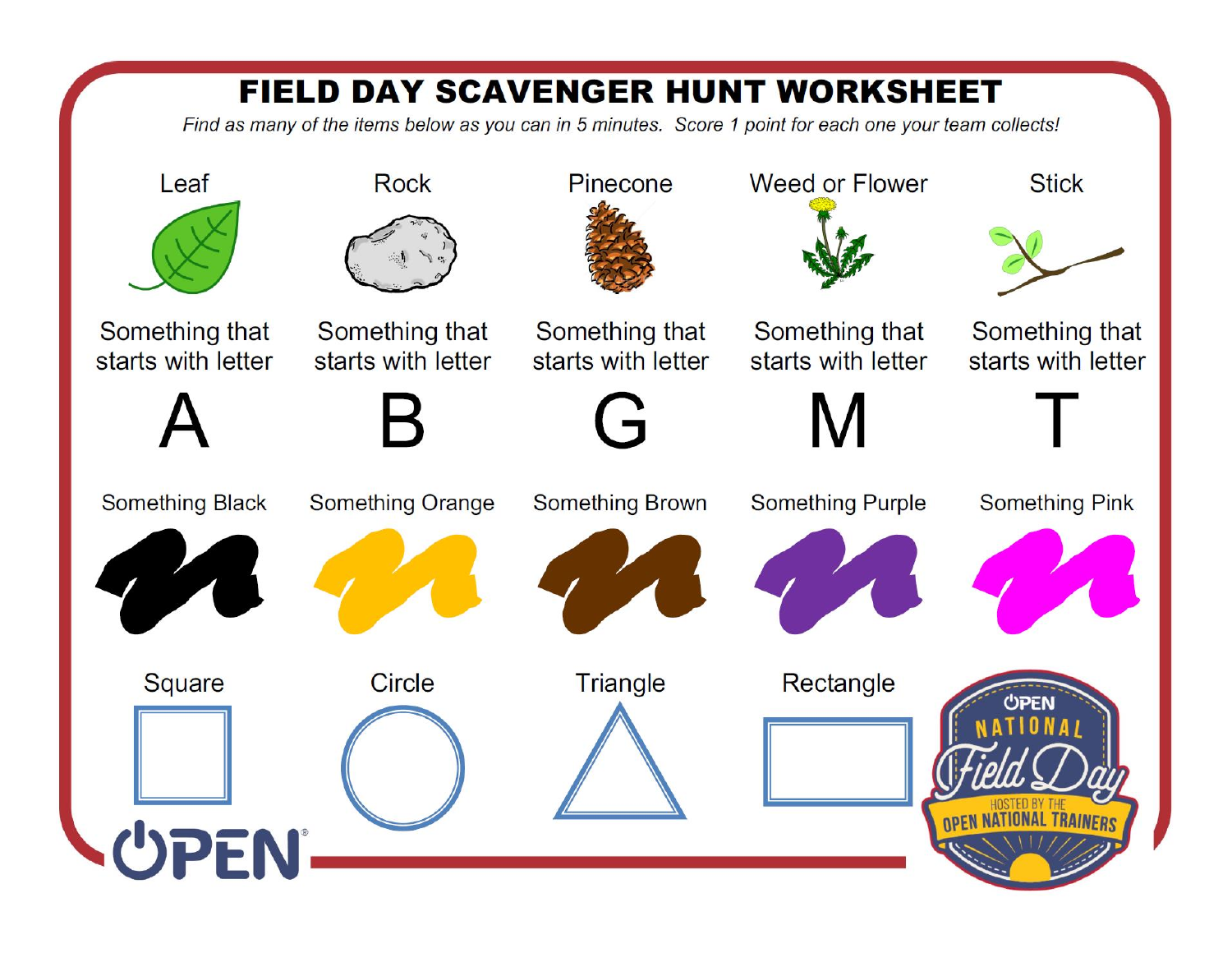# FIELD DAY SCAVENGER HUNT WORKSHEET

*Find as many of the items below as you can in 5 minutes. Score 1 point for each one your team collects!*

Leaf

Rock

Pinecone

Weed or Flower

Stick

Something that starts with letter A

Something that starts with letter B

Something that starts with letter G

Something that starts with letter M

Something that starts with letter T

Something Black

Something Orange

Something Brown

Something Purple

Something Pink

Square

Circle

Triangle

Rectangle

OPEN

OPEN NATIONAL Field Day HOSTED BY THE OPEN NATIONAL TRAINERS